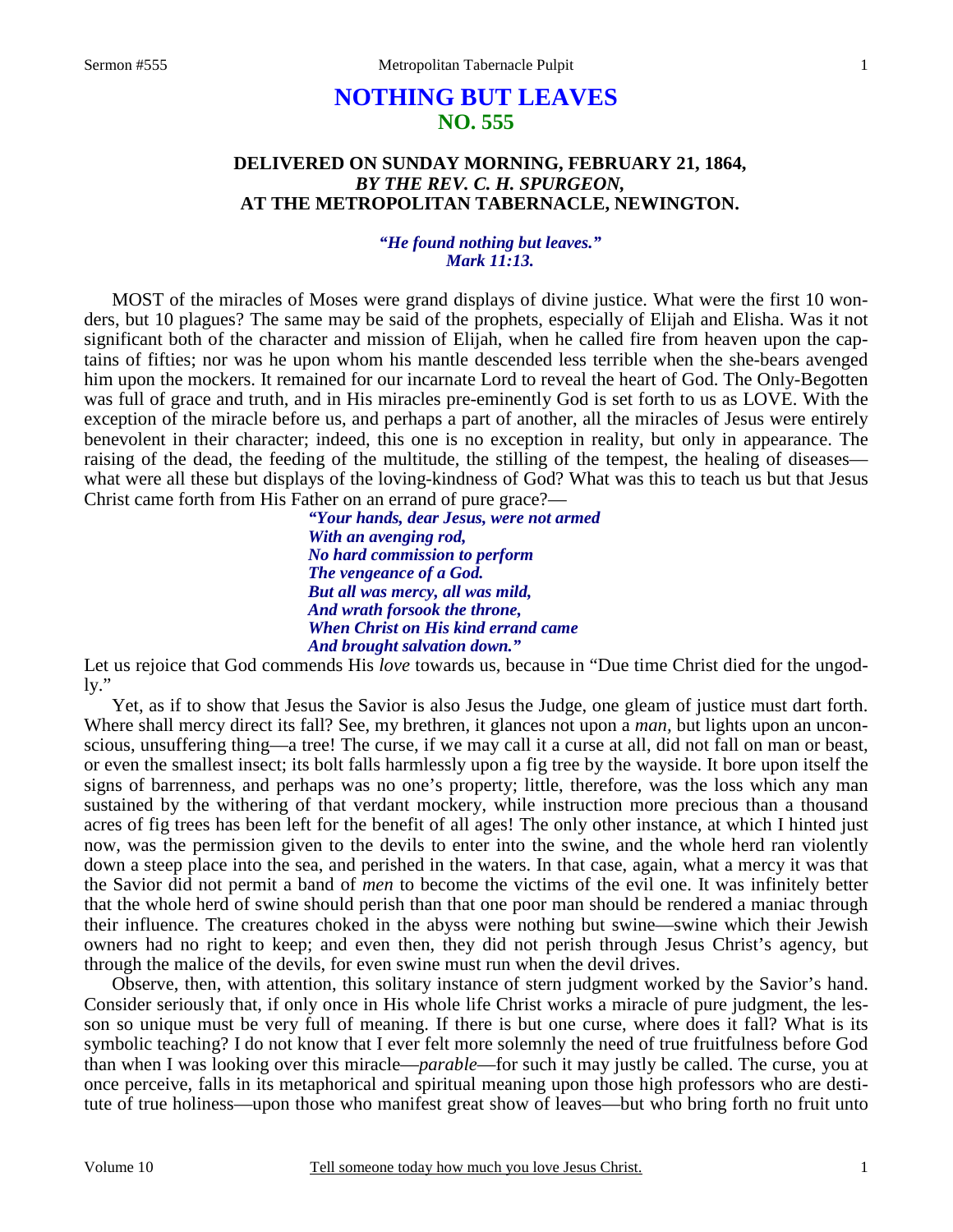# NOTHING BUT LEAVES
## NO. 555

### DELIVERED ON SUNDAY MORNING, FEBRUARY 21, 1864,
### *BY THE REV. C. H. SPURGEON,*
### AT THE METROPOLITAN TABERNACLE, NEWINGTON.

*"He found nothing but leaves."*
*Mark 11:13.*

MOST of the miracles of Moses were grand displays of divine justice. What were the first 10 wonders, but 10 plagues? The same may be said of the prophets, especially of Elijah and Elisha. Was it not significant both of the character and mission of Elijah, when he called fire from heaven upon the captains of fifties; nor was he upon whom his mantle descended less terrible when the she-bears avenged him upon the mockers. It remained for our incarnate Lord to reveal the heart of God. The Only-Begotten was full of grace and truth, and in His miracles pre-eminently God is set forth to us as LOVE. With the exception of the miracle before us, and perhaps a part of another, all the miracles of Jesus were entirely benevolent in their character; indeed, this one is no exception in reality, but only in appearance. The raising of the dead, the feeding of the multitude, the stilling of the tempest, the healing of diseases—what were all these but displays of the loving-kindness of God? What was this to teach us but that Jesus Christ came forth from His Father on an errand of pure grace?—

*"Your hands, dear Jesus, were not armed*
*With an avenging rod,*
*No hard commission to perform*
*The vengeance of a God.*
*But all was mercy, all was mild,*
*And wrath forsook the throne,*
*When Christ on His kind errand came*
*And brought salvation down."*

Let us rejoice that God commends His *love* towards us, because in "Due time Christ died for the ungodly."

Yet, as if to show that Jesus the Savior is also Jesus the Judge, one gleam of justice must dart forth. Where shall mercy direct its fall? See, my brethren, it glances not upon a *man,* but lights upon an unconscious, unsuffering thing—a tree! The curse, if we may call it a curse at all, did not fall on man or beast, or even the smallest insect; its bolt falls harmlessly upon a fig tree by the wayside. It bore upon itself the signs of barrenness, and perhaps was no one's property; little, therefore, was the loss which any man sustained by the withering of that verdant mockery, while instruction more precious than a thousand acres of fig trees has been left for the benefit of all ages! The only other instance, at which I hinted just now, was the permission given to the devils to enter into the swine, and the whole herd ran violently down a steep place into the sea, and perished in the waters. In that case, again, what a mercy it was that the Savior did not permit a band of *men* to become the victims of the evil one. It was infinitely better that the whole herd of swine should perish than that one poor man should be rendered a maniac through their influence. The creatures choked in the abyss were nothing but swine—swine which their Jewish owners had no right to keep; and even then, they did not perish through Jesus Christ's agency, but through the malice of the devils, for even swine must run when the devil drives.

Observe, then, with attention, this solitary instance of stern judgment worked by the Savior's hand. Consider seriously that, if only once in His whole life Christ works a miracle of pure judgment, the lesson so unique must be very full of meaning. If there is but one curse, where does it fall? What is its symbolic teaching? I do not know that I ever felt more solemnly the need of true fruitfulness before God than when I was looking over this miracle—*parable*—for such it may justly be called. The curse, you at once perceive, falls in its metaphorical and spiritual meaning upon those high professors who are destitute of true holiness—upon those who manifest great show of leaves—but who bring forth no fruit unto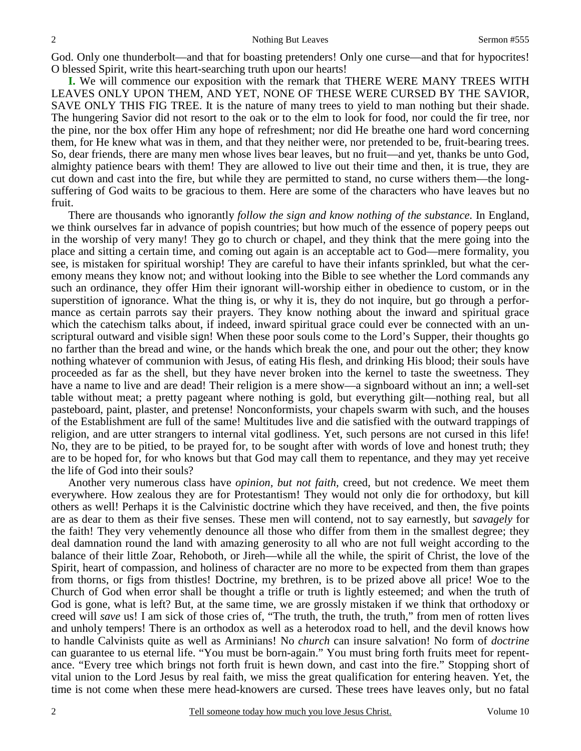God. Only one thunderbolt—and that for boasting pretenders! Only one curse—and that for hypocrites! O blessed Spirit, write this heart-searching truth upon our hearts!

**I.** We will commence our exposition with the remark that THERE WERE MANY TREES WITH LEAVES ONLY UPON THEM, AND YET, NONE OF THESE WERE CURSED BY THE SAVIOR, SAVE ONLY THIS FIG TREE. It is the nature of many trees to yield to man nothing but their shade. The hungering Savior did not resort to the oak or to the elm to look for food, nor could the fir tree, nor the pine, nor the box offer Him any hope of refreshment; nor did He breathe one hard word concerning them, for He knew what was in them, and that they neither were, nor pretended to be, fruit-bearing trees. So, dear friends, there are many men whose lives bear leaves, but no fruit—and yet, thanks be unto God, almighty patience bears with them! They are allowed to live out their time and then, it is true, they are cut down and cast into the fire, but while they are permitted to stand, no curse withers them—the long-suffering of God waits to be gracious to them. Here are some of the characters who have leaves but no fruit.

There are thousands who ignorantly *follow the sign and know nothing of the substance.* In England, we think ourselves far in advance of popish countries; but how much of the essence of popery peeps out in the worship of very many! They go to church or chapel, and they think that the mere going into the place and sitting a certain time, and coming out again is an acceptable act to God—mere formality, you see, is mistaken for spiritual worship! They are careful to have their infants sprinkled, but what the ceremony means they know not; and without looking into the Bible to see whether the Lord commands any such an ordinance, they offer Him their ignorant will-worship either in obedience to custom, or in the superstition of ignorance. What the thing is, or why it is, they do not inquire, but go through a performance as certain parrots say their prayers. They know nothing about the inward and spiritual grace which the catechism talks about, if indeed, inward spiritual grace could ever be connected with an unscriptural outward and visible sign! When these poor souls come to the Lord's Supper, their thoughts go no farther than the bread and wine, or the hands which break the one, and pour out the other; they know nothing whatever of communion with Jesus, of eating His flesh, and drinking His blood; their souls have proceeded as far as the shell, but they have never broken into the kernel to taste the sweetness. They have a name to live and are dead! Their religion is a mere show—a signboard without an inn; a well-set table without meat; a pretty pageant where nothing is gold, but everything gilt—nothing real, but all pasteboard, paint, plaster, and pretense! Nonconformists, your chapels swarm with such, and the houses of the Establishment are full of the same! Multitudes live and die satisfied with the outward trappings of religion, and are utter strangers to internal vital godliness. Yet, such persons are not cursed in this life! No, they are to be pitied, to be prayed for, to be sought after with words of love and honest truth; they are to be hoped for, for who knows but that God may call them to repentance, and they may yet receive the life of God into their souls?

Another very numerous class have *opinion, but not faith,* creed, but not credence. We meet them everywhere. How zealous they are for Protestantism! They would not only die for orthodoxy, but kill others as well! Perhaps it is the Calvinistic doctrine which they have received, and then, the five points are as dear to them as their five senses. These men will contend, not to say earnestly, but *savagely* for the faith! They very vehemently denounce all those who differ from them in the smallest degree; they deal damnation round the land with amazing generosity to all who are not full weight according to the balance of their little Zoar, Rehoboth, or Jireh—while all the while, the spirit of Christ, the love of the Spirit, heart of compassion, and holiness of character are no more to be expected from them than grapes from thorns, or figs from thistles! Doctrine, my brethren, is to be prized above all price! Woe to the Church of God when error shall be thought a trifle or truth is lightly esteemed; and when the truth of God is gone, what is left? But, at the same time, we are grossly mistaken if we think that orthodoxy or creed will *save* us! I am sick of those cries of, "The truth, the truth, the truth," from men of rotten lives and unholy tempers! There is an orthodox as well as a heterodox road to hell, and the devil knows how to handle Calvinists quite as well as Arminians! No *church* can insure salvation! No form of *doctrine* can guarantee to us eternal life. "You must be born-again." You must bring forth fruits meet for repentance. "Every tree which brings not forth fruit is hewn down, and cast into the fire." Stopping short of vital union to the Lord Jesus by real faith, we miss the great qualification for entering heaven. Yet, the time is not come when these mere head-knowers are cursed. These trees have leaves only, but no fatal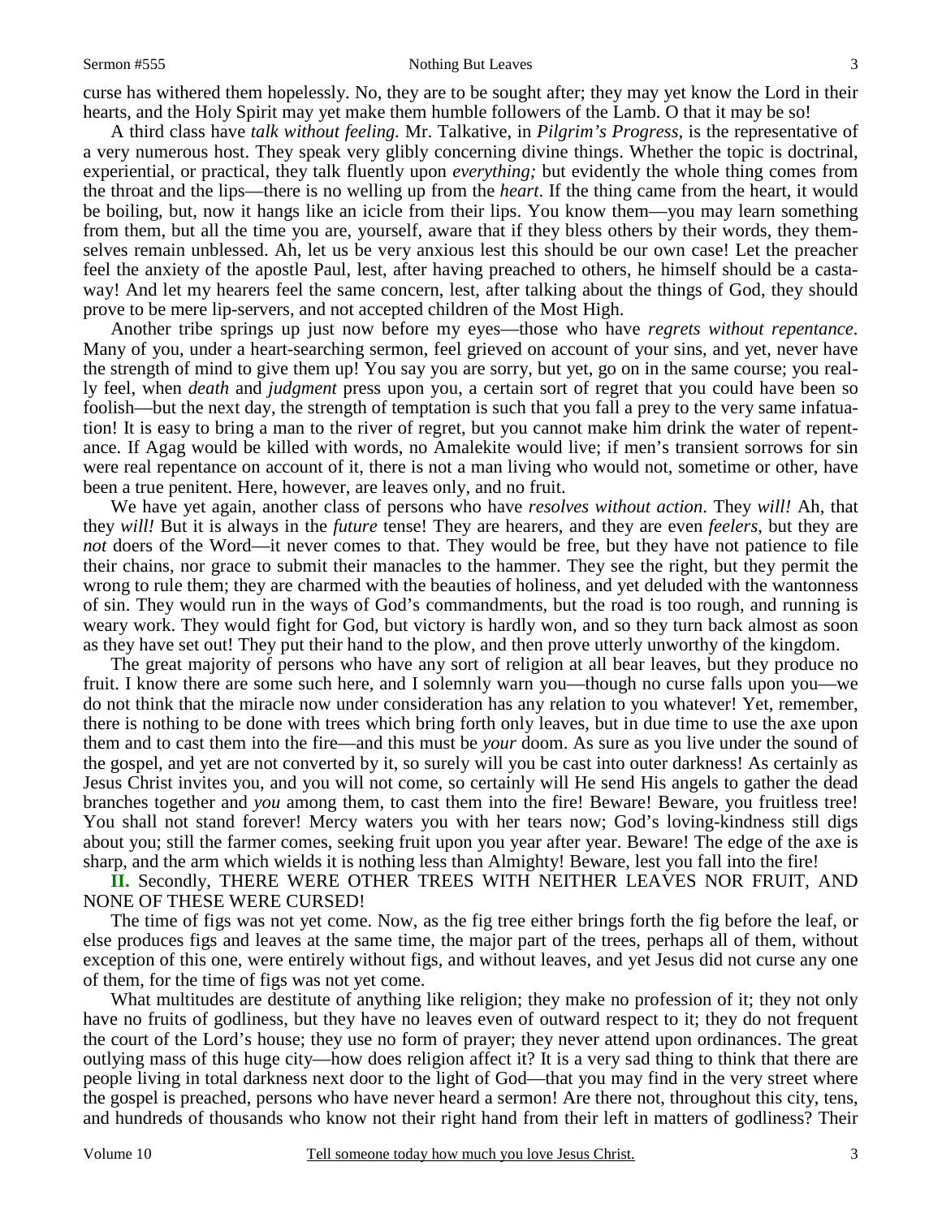curse has withered them hopelessly. No, they are to be sought after; they may yet know the Lord in their hearts, and the Holy Spirit may yet make them humble followers of the Lamb. O that it may be so!

A third class have *talk without feeling.* Mr. Talkative, in *Pilgrim's Progress,* is the representative of a very numerous host. They speak very glibly concerning divine things. Whether the topic is doctrinal, experiential, or practical, they talk fluently upon *everything;* but evidently the whole thing comes from the throat and the lips—there is no welling up from the *heart*. If the thing came from the heart, it would be boiling, but, now it hangs like an icicle from their lips. You know them—you may learn something from them, but all the time you are, yourself, aware that if they bless others by their words, they themselves remain unblessed. Ah, let us be very anxious lest this should be our own case! Let the preacher feel the anxiety of the apostle Paul, lest, after having preached to others, he himself should be a castaway! And let my hearers feel the same concern, lest, after talking about the things of God, they should prove to be mere lip-servers, and not accepted children of the Most High.

Another tribe springs up just now before my eyes—those who have *regrets without repentance*. Many of you, under a heart-searching sermon, feel grieved on account of your sins, and yet, never have the strength of mind to give them up! You say you are sorry, but yet, go on in the same course; you really feel, when *death* and *judgment* press upon you, a certain sort of regret that you could have been so foolish—but the next day, the strength of temptation is such that you fall a prey to the very same infatuation! It is easy to bring a man to the river of regret, but you cannot make him drink the water of repentance. If Agag would be killed with words, no Amalekite would live; if men's transient sorrows for sin were real repentance on account of it, there is not a man living who would not, sometime or other, have been a true penitent. Here, however, are leaves only, and no fruit.

We have yet again, another class of persons who have *resolves without action*. They *will!* Ah, that they *will!* But it is always in the *future* tense! They are hearers, and they are even *feelers*, but they are *not* doers of the Word—it never comes to that. They would be free, but they have not patience to file their chains, nor grace to submit their manacles to the hammer. They see the right, but they permit the wrong to rule them; they are charmed with the beauties of holiness, and yet deluded with the wantonness of sin. They would run in the ways of God's commandments, but the road is too rough, and running is weary work. They would fight for God, but victory is hardly won, and so they turn back almost as soon as they have set out! They put their hand to the plow, and then prove utterly unworthy of the kingdom.

The great majority of persons who have any sort of religion at all bear leaves, but they produce no fruit. I know there are some such here, and I solemnly warn you—though no curse falls upon you—we do not think that the miracle now under consideration has any relation to you whatever! Yet, remember, there is nothing to be done with trees which bring forth only leaves, but in due time to use the axe upon them and to cast them into the fire—and this must be *your* doom. As sure as you live under the sound of the gospel, and yet are not converted by it, so surely will you be cast into outer darkness! As certainly as Jesus Christ invites you, and you will not come, so certainly will He send His angels to gather the dead branches together and *you* among them, to cast them into the fire! Beware! Beware, you fruitless tree! You shall not stand forever! Mercy waters you with her tears now; God's loving-kindness still digs about you; still the farmer comes, seeking fruit upon you year after year. Beware! The edge of the axe is sharp, and the arm which wields it is nothing less than Almighty! Beware, lest you fall into the fire!

**II.** Secondly, THERE WERE OTHER TREES WITH NEITHER LEAVES NOR FRUIT, AND NONE OF THESE WERE CURSED!

The time of figs was not yet come. Now, as the fig tree either brings forth the fig before the leaf, or else produces figs and leaves at the same time, the major part of the trees, perhaps all of them, without exception of this one, were entirely without figs, and without leaves, and yet Jesus did not curse any one of them, for the time of figs was not yet come.

What multitudes are destitute of anything like religion; they make no profession of it; they not only have no fruits of godliness, but they have no leaves even of outward respect to it; they do not frequent the court of the Lord's house; they use no form of prayer; they never attend upon ordinances. The great outlying mass of this huge city—how does religion affect it? It is a very sad thing to think that there are people living in total darkness next door to the light of God—that you may find in the very street where the gospel is preached, persons who have never heard a sermon! Are there not, throughout this city, tens, and hundreds of thousands who know not their right hand from their left in matters of godliness? Their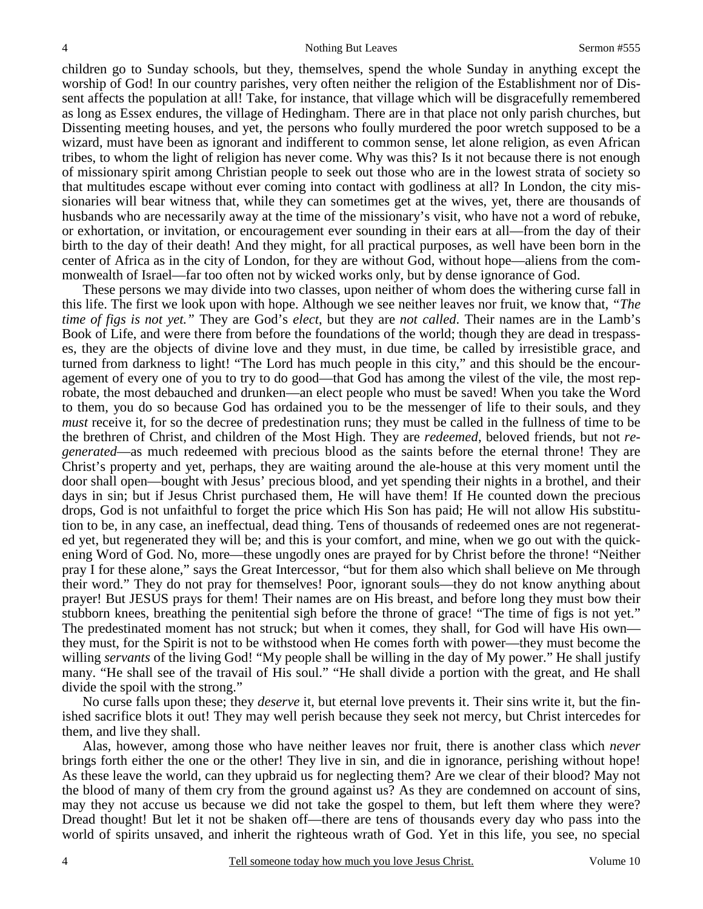children go to Sunday schools, but they, themselves, spend the whole Sunday in anything except the worship of God! In our country parishes, very often neither the religion of the Establishment nor of Dissent affects the population at all! Take, for instance, that village which will be disgracefully remembered as long as Essex endures, the village of Hedingham. There are in that place not only parish churches, but Dissenting meeting houses, and yet, the persons who foully murdered the poor wretch supposed to be a wizard, must have been as ignorant and indifferent to common sense, let alone religion, as even African tribes, to whom the light of religion has never come. Why was this? Is it not because there is not enough of missionary spirit among Christian people to seek out those who are in the lowest strata of society so that multitudes escape without ever coming into contact with godliness at all? In London, the city missionaries will bear witness that, while they can sometimes get at the wives, yet, there are thousands of husbands who are necessarily away at the time of the missionary's visit, who have not a word of rebuke, or exhortation, or invitation, or encouragement ever sounding in their ears at all—from the day of their birth to the day of their death! And they might, for all practical purposes, as well have been born in the center of Africa as in the city of London, for they are without God, without hope—aliens from the commonwealth of Israel—far too often not by wicked works only, but by dense ignorance of God.

These persons we may divide into two classes, upon neither of whom does the withering curse fall in this life. The first we look upon with hope. Although we see neither leaves nor fruit, we know that, *"The time of figs is not yet."* They are God's *elect*, but they are *not called*. Their names are in the Lamb's Book of Life, and were there from before the foundations of the world; though they are dead in trespasses, they are the objects of divine love and they must, in due time, be called by irresistible grace, and turned from darkness to light! "The Lord has much people in this city," and this should be the encouragement of every one of you to try to do good—that God has among the vilest of the vile, the most reprobate, the most debauched and drunken—an elect people who must be saved! When you take the Word to them, you do so because God has ordained you to be the messenger of life to their souls, and they *must* receive it, for so the decree of predestination runs; they must be called in the fullness of time to be the brethren of Christ, and children of the Most High. They are *redeemed*, beloved friends, but not *regenerated*—as much redeemed with precious blood as the saints before the eternal throne! They are Christ's property and yet, perhaps, they are waiting around the ale-house at this very moment until the door shall open—bought with Jesus' precious blood, and yet spending their nights in a brothel, and their days in sin; but if Jesus Christ purchased them, He will have them! If He counted down the precious drops, God is not unfaithful to forget the price which His Son has paid; He will not allow His substitution to be, in any case, an ineffectual, dead thing. Tens of thousands of redeemed ones are not regenerated yet, but regenerated they will be; and this is your comfort, and mine, when we go out with the quickening Word of God. No, more—these ungodly ones are prayed for by Christ before the throne! "Neither pray I for these alone," says the Great Intercessor, "but for them also which shall believe on Me through their word." They do not pray for themselves! Poor, ignorant souls—they do not know anything about prayer! But JESUS prays for them! Their names are on His breast, and before long they must bow their stubborn knees, breathing the penitential sigh before the throne of grace! "The time of figs is not yet." The predestinated moment has not struck; but when it comes, they shall, for God will have His own—they must, for the Spirit is not to be withstood when He comes forth with power—they must become the willing *servants* of the living God! "My people shall be willing in the day of My power." He shall justify many. "He shall see of the travail of His soul." "He shall divide a portion with the great, and He shall divide the spoil with the strong."

No curse falls upon these; they *deserve* it, but eternal love prevents it. Their sins write it, but the finished sacrifice blots it out! They may well perish because they seek not mercy, but Christ intercedes for them, and live they shall.

Alas, however, among those who have neither leaves nor fruit, there is another class which *never* brings forth either the one or the other! They live in sin, and die in ignorance, perishing without hope! As these leave the world, can they upbraid us for neglecting them? Are we clear of their blood? May not the blood of many of them cry from the ground against us? As they are condemned on account of sins, may they not accuse us because we did not take the gospel to them, but left them where they were? Dread thought! But let it not be shaken off—there are tens of thousands every day who pass into the world of spirits unsaved, and inherit the righteous wrath of God. Yet in this life, you see, no special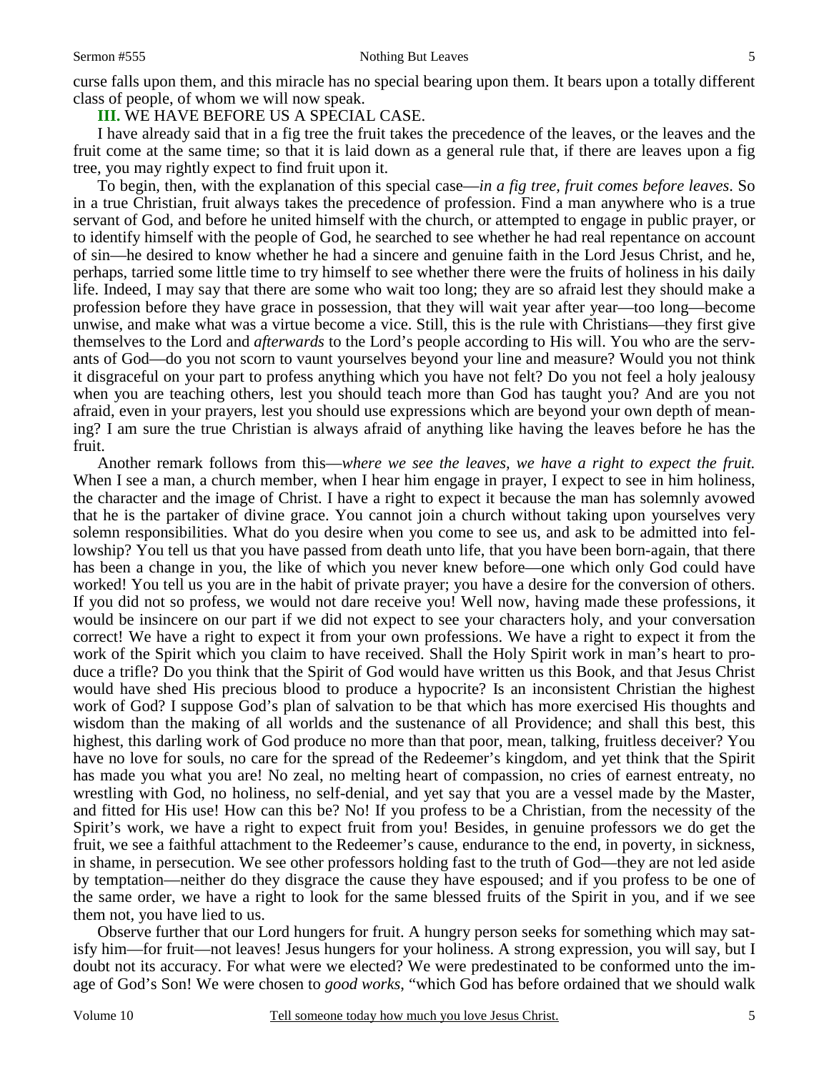curse falls upon them, and this miracle has no special bearing upon them. It bears upon a totally different class of people, of whom we will now speak.

**III.** WE HAVE BEFORE US A SPECIAL CASE.

I have already said that in a fig tree the fruit takes the precedence of the leaves, or the leaves and the fruit come at the same time; so that it is laid down as a general rule that, if there are leaves upon a fig tree, you may rightly expect to find fruit upon it.

To begin, then, with the explanation of this special case—*in a fig tree, fruit comes before leaves*. So in a true Christian, fruit always takes the precedence of profession. Find a man anywhere who is a true servant of God, and before he united himself with the church, or attempted to engage in public prayer, or to identify himself with the people of God, he searched to see whether he had real repentance on account of sin—he desired to know whether he had a sincere and genuine faith in the Lord Jesus Christ, and he, perhaps, tarried some little time to try himself to see whether there were the fruits of holiness in his daily life. Indeed, I may say that there are some who wait too long; they are so afraid lest they should make a profession before they have grace in possession, that they will wait year after year—too long—become unwise, and make what was a virtue become a vice. Still, this is the rule with Christians—they first give themselves to the Lord and *afterwards* to the Lord's people according to His will. You who are the servants of God—do you not scorn to vaunt yourselves beyond your line and measure? Would you not think it disgraceful on your part to profess anything which you have not felt? Do you not feel a holy jealousy when you are teaching others, lest you should teach more than God has taught you? And are you not afraid, even in your prayers, lest you should use expressions which are beyond your own depth of meaning? I am sure the true Christian is always afraid of anything like having the leaves before he has the fruit.

Another remark follows from this—*where we see the leaves, we have a right to expect the fruit.* When I see a man, a church member, when I hear him engage in prayer, I expect to see in him holiness, the character and the image of Christ. I have a right to expect it because the man has solemnly avowed that he is the partaker of divine grace. You cannot join a church without taking upon yourselves very solemn responsibilities. What do you desire when you come to see us, and ask to be admitted into fellowship? You tell us that you have passed from death unto life, that you have been born-again, that there has been a change in you, the like of which you never knew before—one which only God could have worked! You tell us you are in the habit of private prayer; you have a desire for the conversion of others. If you did not so profess, we would not dare receive you! Well now, having made these professions, it would be insincere on our part if we did not expect to see your characters holy, and your conversation correct! We have a right to expect it from your own professions. We have a right to expect it from the work of the Spirit which you claim to have received. Shall the Holy Spirit work in man's heart to produce a trifle? Do you think that the Spirit of God would have written us this Book, and that Jesus Christ would have shed His precious blood to produce a hypocrite? Is an inconsistent Christian the highest work of God? I suppose God's plan of salvation to be that which has more exercised His thoughts and wisdom than the making of all worlds and the sustenance of all Providence; and shall this best, this highest, this darling work of God produce no more than that poor, mean, talking, fruitless deceiver? You have no love for souls, no care for the spread of the Redeemer's kingdom, and yet think that the Spirit has made you what you are! No zeal, no melting heart of compassion, no cries of earnest entreaty, no wrestling with God, no holiness, no self-denial, and yet say that you are a vessel made by the Master, and fitted for His use! How can this be? No! If you profess to be a Christian, from the necessity of the Spirit's work, we have a right to expect fruit from you! Besides, in genuine professors we do get the fruit, we see a faithful attachment to the Redeemer's cause, endurance to the end, in poverty, in sickness, in shame, in persecution. We see other professors holding fast to the truth of God—they are not led aside by temptation—neither do they disgrace the cause they have espoused; and if you profess to be one of the same order, we have a right to look for the same blessed fruits of the Spirit in you, and if we see them not, you have lied to us.

Observe further that our Lord hungers for fruit. A hungry person seeks for something which may satisfy him—for fruit—not leaves! Jesus hungers for your holiness. A strong expression, you will say, but I doubt not its accuracy. For what were we elected? We were predestinated to be conformed unto the image of God's Son! We were chosen to *good works*, "which God has before ordained that we should walk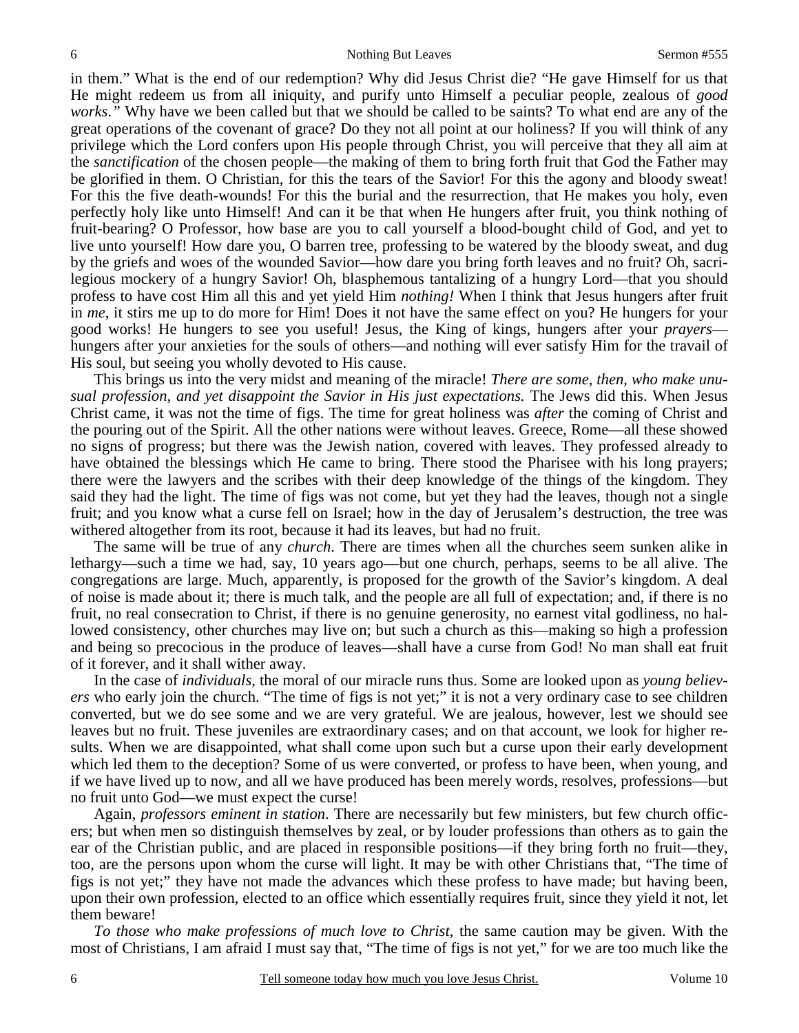in them." What is the end of our redemption? Why did Jesus Christ die? "He gave Himself for us that He might redeem us from all iniquity, and purify unto Himself a peculiar people, zealous of *good works."* Why have we been called but that we should be called to be saints? To what end are any of the great operations of the covenant of grace? Do they not all point at our holiness? If you will think of any privilege which the Lord confers upon His people through Christ, you will perceive that they all aim at the *sanctification* of the chosen people—the making of them to bring forth fruit that God the Father may be glorified in them. O Christian, for this the tears of the Savior! For this the agony and bloody sweat! For this the five death-wounds! For this the burial and the resurrection, that He makes you holy, even perfectly holy like unto Himself! And can it be that when He hungers after fruit, you think nothing of fruit-bearing? O Professor, how base are you to call yourself a blood-bought child of God, and yet to live unto yourself! How dare you, O barren tree, professing to be watered by the bloody sweat, and dug by the griefs and woes of the wounded Savior—how dare you bring forth leaves and no fruit? Oh, sacrilegious mockery of a hungry Savior! Oh, blasphemous tantalizing of a hungry Lord—that you should profess to have cost Him all this and yet yield Him *nothing!* When I think that Jesus hungers after fruit in *me*, it stirs me up to do more for Him! Does it not have the same effect on you? He hungers for your good works! He hungers to see you useful! Jesus, the King of kings, hungers after your *prayers*—hungers after your anxieties for the souls of others—and nothing will ever satisfy Him for the travail of His soul, but seeing you wholly devoted to His cause.

This brings us into the very midst and meaning of the miracle! *There are some, then, who make unusual profession, and yet disappoint the Savior in His just expectations.* The Jews did this. When Jesus Christ came, it was not the time of figs. The time for great holiness was *after* the coming of Christ and the pouring out of the Spirit. All the other nations were without leaves. Greece, Rome—all these showed no signs of progress; but there was the Jewish nation, covered with leaves. They professed already to have obtained the blessings which He came to bring. There stood the Pharisee with his long prayers; there were the lawyers and the scribes with their deep knowledge of the things of the kingdom. They said they had the light. The time of figs was not come, but yet they had the leaves, though not a single fruit; and you know what a curse fell on Israel; how in the day of Jerusalem's destruction, the tree was withered altogether from its root, because it had its leaves, but had no fruit.

The same will be true of any *church*. There are times when all the churches seem sunken alike in lethargy—such a time we had, say, 10 years ago—but one church, perhaps, seems to be all alive. The congregations are large. Much, apparently, is proposed for the growth of the Savior's kingdom. A deal of noise is made about it; there is much talk, and the people are all full of expectation; and, if there is no fruit, no real consecration to Christ, if there is no genuine generosity, no earnest vital godliness, no hallowed consistency, other churches may live on; but such a church as this—making so high a profession and being so precocious in the produce of leaves—shall have a curse from God! No man shall eat fruit of it forever, and it shall wither away.

In the case of *individuals*, the moral of our miracle runs thus. Some are looked upon as *young believers* who early join the church. "The time of figs is not yet;" it is not a very ordinary case to see children converted, but we do see some and we are very grateful. We are jealous, however, lest we should see leaves but no fruit. These juveniles are extraordinary cases; and on that account, we look for higher results. When we are disappointed, what shall come upon such but a curse upon their early development which led them to the deception? Some of us were converted, or profess to have been, when young, and if we have lived up to now, and all we have produced has been merely words, resolves, professions—but no fruit unto God—we must expect the curse!

Again, *professors eminent in station*. There are necessarily but few ministers, but few church officers; but when men so distinguish themselves by zeal, or by louder professions than others as to gain the ear of the Christian public, and are placed in responsible positions—if they bring forth no fruit—they, too, are the persons upon whom the curse will light. It may be with other Christians that, "The time of figs is not yet;" they have not made the advances which these profess to have made; but having been, upon their own profession, elected to an office which essentially requires fruit, since they yield it not, let them beware!

*To those who make professions of much love to Christ*, the same caution may be given. With the most of Christians, I am afraid I must say that, "The time of figs is not yet," for we are too much like the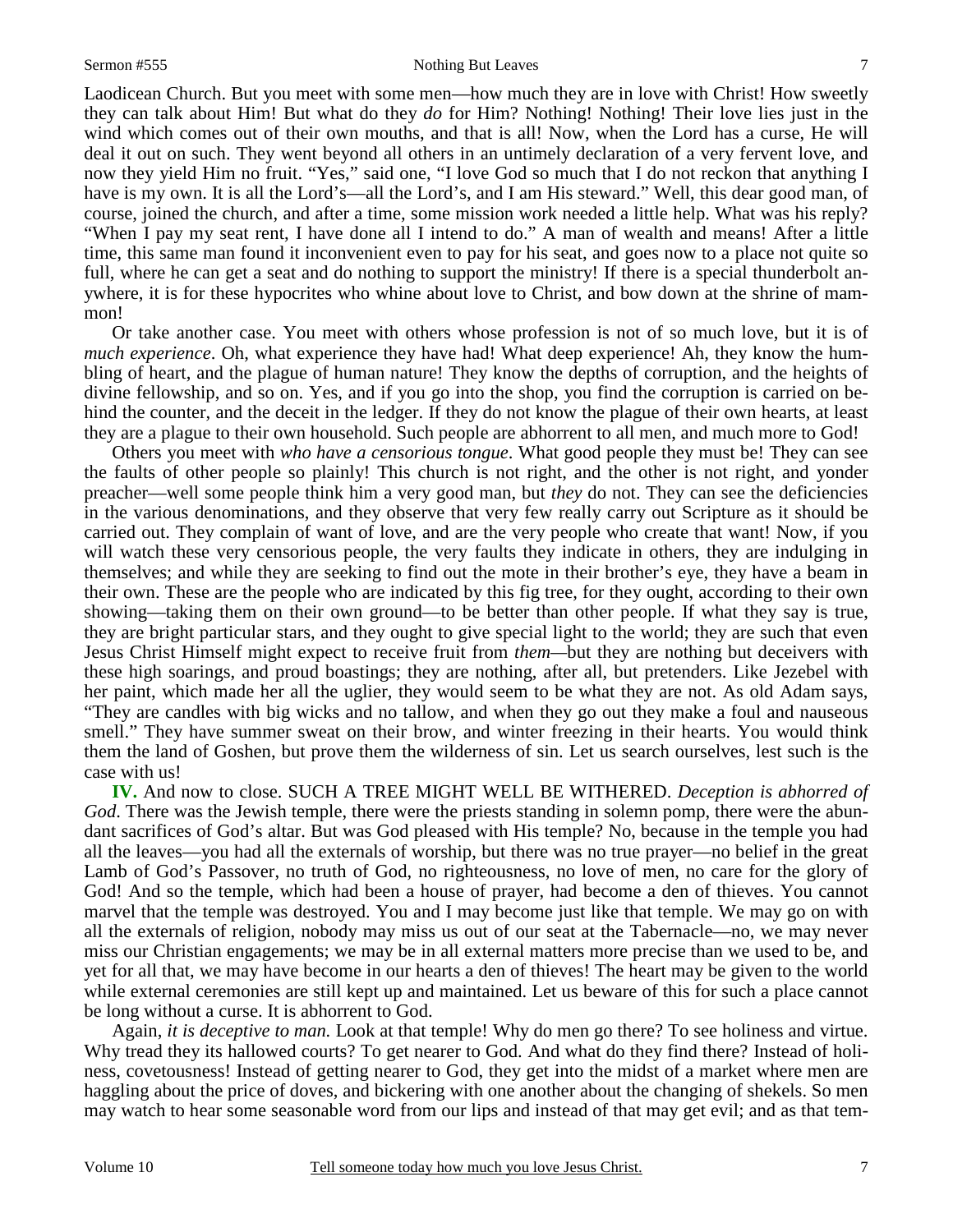Laodicean Church. But you meet with some men—how much they are in love with Christ! How sweetly they can talk about Him! But what do they *do* for Him? Nothing! Nothing! Their love lies just in the wind which comes out of their own mouths, and that is all! Now, when the Lord has a curse, He will deal it out on such. They went beyond all others in an untimely declaration of a very fervent love, and now they yield Him no fruit. "Yes," said one, "I love God so much that I do not reckon that anything I have is my own. It is all the Lord's—all the Lord's, and I am His steward." Well, this dear good man, of course, joined the church, and after a time, some mission work needed a little help. What was his reply? "When I pay my seat rent, I have done all I intend to do." A man of wealth and means! After a little time, this same man found it inconvenient even to pay for his seat, and goes now to a place not quite so full, where he can get a seat and do nothing to support the ministry! If there is a special thunderbolt anywhere, it is for these hypocrites who whine about love to Christ, and bow down at the shrine of mammon!

Or take another case. You meet with others whose profession is not of so much love, but it is of *much experience*. Oh, what experience they have had! What deep experience! Ah, they know the humbling of heart, and the plague of human nature! They know the depths of corruption, and the heights of divine fellowship, and so on. Yes, and if you go into the shop, you find the corruption is carried on behind the counter, and the deceit in the ledger. If they do not know the plague of their own hearts, at least they are a plague to their own household. Such people are abhorrent to all men, and much more to God!

Others you meet with *who have a censorious tongue*. What good people they must be! They can see the faults of other people so plainly! This church is not right, and the other is not right, and yonder preacher—well some people think him a very good man, but *they* do not. They can see the deficiencies in the various denominations, and they observe that very few really carry out Scripture as it should be carried out. They complain of want of love, and are the very people who create that want! Now, if you will watch these very censorious people, the very faults they indicate in others, they are indulging in themselves; and while they are seeking to find out the mote in their brother's eye, they have a beam in their own. These are the people who are indicated by this fig tree, for they ought, according to their own showing—taking them on their own ground—to be better than other people. If what they say is true, they are bright particular stars, and they ought to give special light to the world; they are such that even Jesus Christ Himself might expect to receive fruit from *them*—but they are nothing but deceivers with these high soarings, and proud boastings; they are nothing, after all, but pretenders. Like Jezebel with her paint, which made her all the uglier, they would seem to be what they are not. As old Adam says, "They are candles with big wicks and no tallow, and when they go out they make a foul and nauseous smell." They have summer sweat on their brow, and winter freezing in their hearts. You would think them the land of Goshen, but prove them the wilderness of sin. Let us search ourselves, lest such is the case with us!

**IV.** And now to close. SUCH A TREE MIGHT WELL BE WITHERED. *Deception is abhorred of God*. There was the Jewish temple, there were the priests standing in solemn pomp, there were the abundant sacrifices of God's altar. But was God pleased with His temple? No, because in the temple you had all the leaves—you had all the externals of worship, but there was no true prayer—no belief in the great Lamb of God's Passover, no truth of God, no righteousness, no love of men, no care for the glory of God! And so the temple, which had been a house of prayer, had become a den of thieves. You cannot marvel that the temple was destroyed. You and I may become just like that temple. We may go on with all the externals of religion, nobody may miss us out of our seat at the Tabernacle—no, we may never miss our Christian engagements; we may be in all external matters more precise than we used to be, and yet for all that, we may have become in our hearts a den of thieves! The heart may be given to the world while external ceremonies are still kept up and maintained. Let us beware of this for such a place cannot be long without a curse. It is abhorrent to God.

Again, *it is deceptive to man.* Look at that temple! Why do men go there? To see holiness and virtue. Why tread they its hallowed courts? To get nearer to God. And what do they find there? Instead of holiness, covetousness! Instead of getting nearer to God, they get into the midst of a market where men are haggling about the price of doves, and bickering with one another about the changing of shekels. So men may watch to hear some seasonable word from our lips and instead of that may get evil; and as that tem-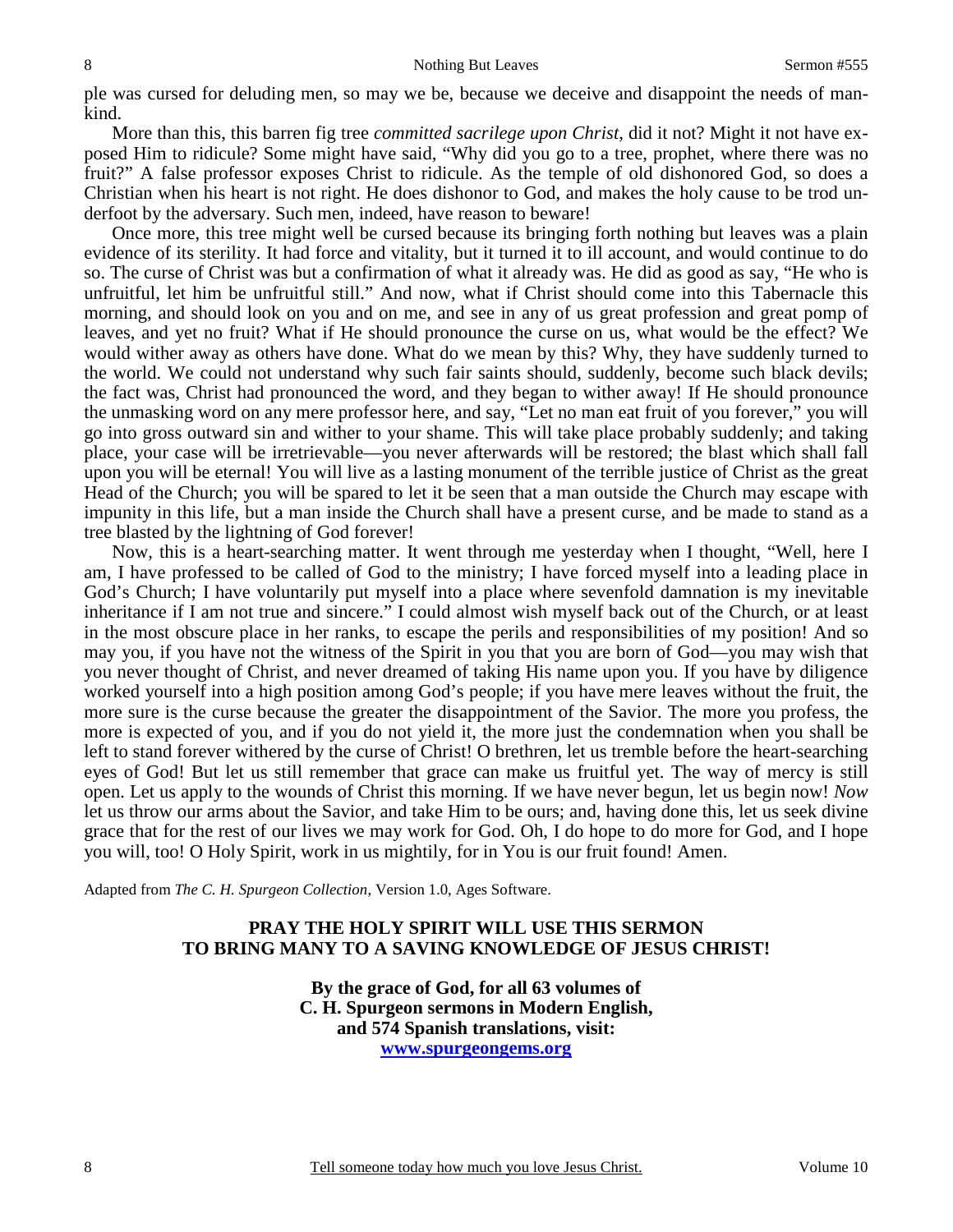ple was cursed for deluding men, so may we be, because we deceive and disappoint the needs of mankind.

More than this, this barren fig tree *committed sacrilege upon Christ*, did it not? Might it not have exposed Him to ridicule? Some might have said, "Why did you go to a tree, prophet, where there was no fruit?" A false professor exposes Christ to ridicule. As the temple of old dishonored God, so does a Christian when his heart is not right. He does dishonor to God, and makes the holy cause to be trod underfoot by the adversary. Such men, indeed, have reason to beware!

Once more, this tree might well be cursed because its bringing forth nothing but leaves was a plain evidence of its sterility. It had force and vitality, but it turned it to ill account, and would continue to do so. The curse of Christ was but a confirmation of what it already was. He did as good as say, "He who is unfruitful, let him be unfruitful still." And now, what if Christ should come into this Tabernacle this morning, and should look on you and on me, and see in any of us great profession and great pomp of leaves, and yet no fruit? What if He should pronounce the curse on us, what would be the effect? We would wither away as others have done. What do we mean by this? Why, they have suddenly turned to the world. We could not understand why such fair saints should, suddenly, become such black devils; the fact was, Christ had pronounced the word, and they began to wither away! If He should pronounce the unmasking word on any mere professor here, and say, "Let no man eat fruit of you forever," you will go into gross outward sin and wither to your shame. This will take place probably suddenly; and taking place, your case will be irretrievable—you never afterwards will be restored; the blast which shall fall upon you will be eternal! You will live as a lasting monument of the terrible justice of Christ as the great Head of the Church; you will be spared to let it be seen that a man outside the Church may escape with impunity in this life, but a man inside the Church shall have a present curse, and be made to stand as a tree blasted by the lightning of God forever!

Now, this is a heart-searching matter. It went through me yesterday when I thought, "Well, here I am, I have professed to be called of God to the ministry; I have forced myself into a leading place in God's Church; I have voluntarily put myself into a place where sevenfold damnation is my inevitable inheritance if I am not true and sincere." I could almost wish myself back out of the Church, or at least in the most obscure place in her ranks, to escape the perils and responsibilities of my position! And so may you, if you have not the witness of the Spirit in you that you are born of God—you may wish that you never thought of Christ, and never dreamed of taking His name upon you. If you have by diligence worked yourself into a high position among God's people; if you have mere leaves without the fruit, the more sure is the curse because the greater the disappointment of the Savior. The more you profess, the more is expected of you, and if you do not yield it, the more just the condemnation when you shall be left to stand forever withered by the curse of Christ! O brethren, let us tremble before the heart-searching eyes of God! But let us still remember that grace can make us fruitful yet. The way of mercy is still open. Let us apply to the wounds of Christ this morning. If we have never begun, let us begin now! *Now* let us throw our arms about the Savior, and take Him to be ours; and, having done this, let us seek divine grace that for the rest of our lives we may work for God. Oh, I do hope to do more for God, and I hope you will, too! O Holy Spirit, work in us mightily, for in You is our fruit found! Amen.

Adapted from *The C. H. Spurgeon Collection*, Version 1.0, Ages Software.

**PRAY THE HOLY SPIRIT WILL USE THIS SERMON TO BRING MANY TO A SAVING KNOWLEDGE OF JESUS CHRIST!**

**By the grace of God, for all 63 volumes of C. H. Spurgeon sermons in Modern English, and 574 Spanish translations, visit: www.spurgeongems.org**

Tell someone today how much you love Jesus Christ.